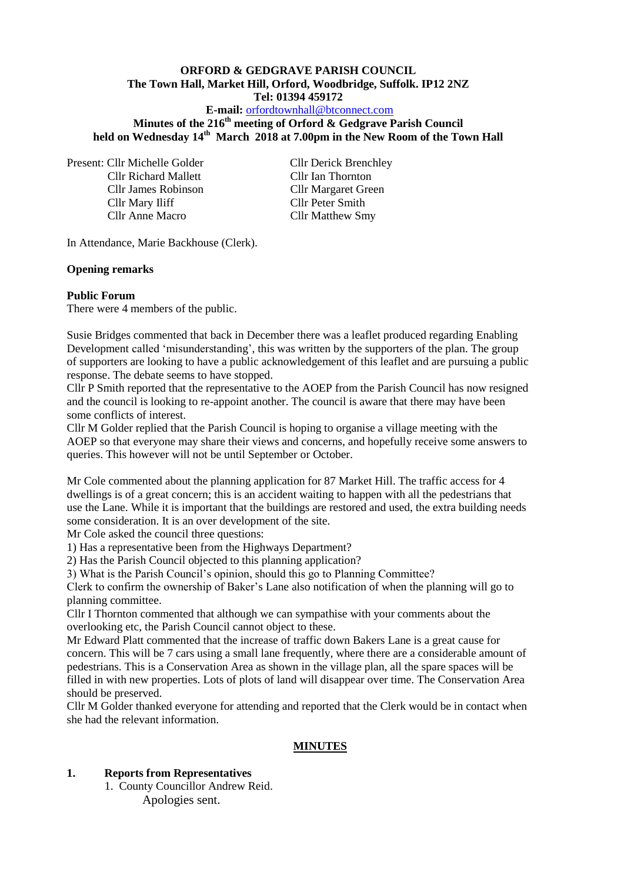**ORFORD & GEDGRAVE PARISH COUNCIL**
**The Town Hall, Market Hill, Orford, Woodbridge, Suffolk. IP12 2NZ**
**Tel: 01394 459172**
**E-mail:** orfordtownhall@btconnect.com

**Minutes of the 216th meeting of Orford & Gedgrave Parish Council held on Wednesday 14th March 2018 at 7.00pm in the New Room of the Town Hall**

Present:
- Cllr Michelle Golder
- Cllr Derick Brenchley
- Cllr Richard Mallett
- Cllr Ian Thornton
- Cllr James Robinson
- Cllr Margaret Green
- Cllr Mary Iliff
- Cllr Peter Smith
- Cllr Anne Macro
- Cllr Matthew Smy

In Attendance, Marie Backhouse (Clerk).

**Opening remarks**

**Public Forum**

There were 4 members of the public.

Susie Bridges commented that back in December there was a leaflet produced regarding Enabling Development called 'misunderstanding', this was written by the supporters of the plan. The group of supporters are looking to have a public acknowledgement of this leaflet and are pursuing a public response. The debate seems to have stopped.

Cllr P Smith reported that the representative to the AOEP from the Parish Council has now resigned and the council is looking to re-appoint another. The council is aware that there may have been some conflicts of interest.

Cllr M Golder replied that the Parish Council is hoping to organise a village meeting with the AOEP so that everyone may share their views and concerns, and hopefully receive some answers to queries. This however will not be until September or October.

Mr Cole commented about the planning application for 87 Market Hill. The traffic access for 4 dwellings is of a great concern; this is an accident waiting to happen with all the pedestrians that use the Lane. While it is important that the buildings are restored and used, the extra building needs some consideration. It is an over development of the site.

Mr Cole asked the council three questions:

1) Has a representative been from the Highways Department?
2) Has the Parish Council objected to this planning application?
3) What is the Parish Council's opinion, should this go to Planning Committee?

Clerk to confirm the ownership of Baker's Lane also notification of when the planning will go to planning committee.

Cllr I Thornton commented that although we can sympathise with your comments about the overlooking etc, the Parish Council cannot object to these.

Mr Edward Platt commented that the increase of traffic down Bakers Lane is a great cause for concern. This will be 7 cars using a small lane frequently, where there are a considerable amount of pedestrians. This is a Conservation Area as shown in the village plan, all the spare spaces will be filled in with new properties. Lots of plots of land will disappear over time. The Conservation Area should be preserved.

Cllr M Golder thanked everyone for attending and reported that the Clerk would be in contact when she had the relevant information.

## MINUTES

**1. Reports from Representatives**

1. County Councillor Andrew Reid.
   Apologies sent.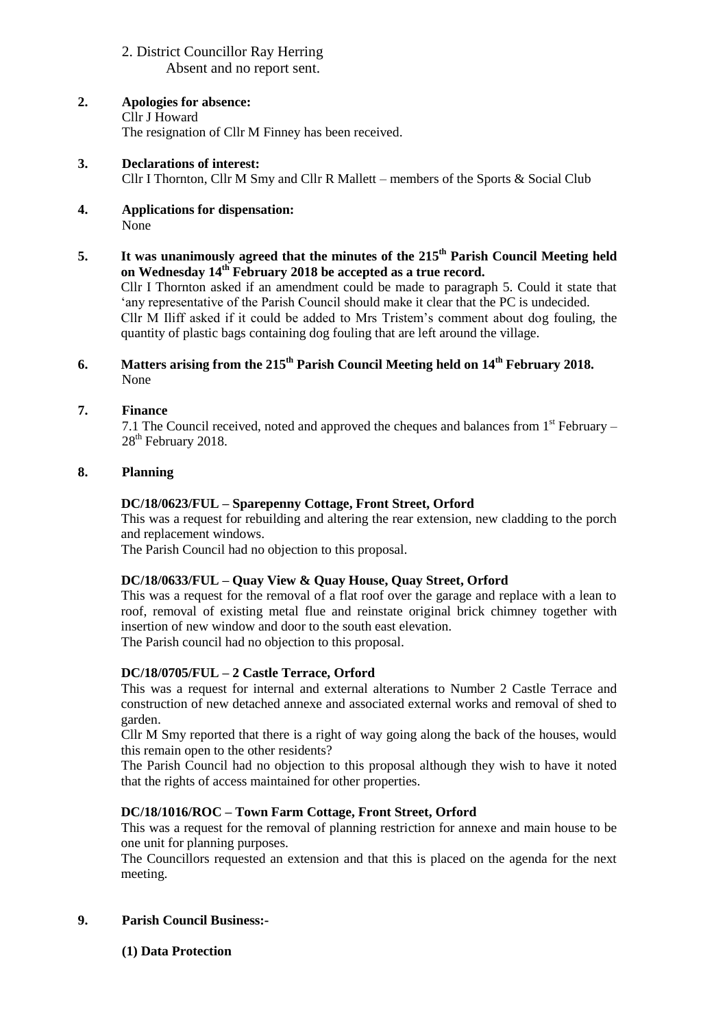2. District Councillor Ray Herring
Absent and no report sent.

**2. Apologies for absence:**
Cllr J Howard
The resignation of Cllr M Finney has been received.

**3. Declarations of interest:**
Cllr I Thornton, Cllr M Smy and Cllr R Mallett – members of the Sports & Social Club

**4. Applications for dispensation:**
None

**5. It was unanimously agreed that the minutes of the 215th Parish Council Meeting held on Wednesday 14th February 2018 be accepted as a true record.**
Cllr I Thornton asked if an amendment could be made to paragraph 5. Could it state that 'any representative of the Parish Council should make it clear that the PC is undecided.
Cllr M Iliff asked if it could be added to Mrs Tristem's comment about dog fouling, the quantity of plastic bags containing dog fouling that are left around the village.

**6. Matters arising from the 215th Parish Council Meeting held on 14th February 2018.**
None

**7. Finance**
7.1 The Council received, noted and approved the cheques and balances from 1st February – 28th February 2018.

**8. Planning**

**DC/18/0623/FUL – Sparepenny Cottage, Front Street, Orford**
This was a request for rebuilding and altering the rear extension, new cladding to the porch and replacement windows.
The Parish Council had no objection to this proposal.

**DC/18/0633/FUL – Quay View & Quay House, Quay Street, Orford**
This was a request for the removal of a flat roof over the garage and replace with a lean to roof, removal of existing metal flue and reinstate original brick chimney together with insertion of new window and door to the south east elevation.
The Parish council had no objection to this proposal.

**DC/18/0705/FUL – 2 Castle Terrace, Orford**
This was a request for internal and external alterations to Number 2 Castle Terrace and construction of new detached annexe and associated external works and removal of shed to garden.
Cllr M Smy reported that there is a right of way going along the back of the houses, would this remain open to the other residents?
The Parish Council had no objection to this proposal although they wish to have it noted that the rights of access maintained for other properties.

**DC/18/1016/ROC – Town Farm Cottage, Front Street, Orford**
This was a request for the removal of planning restriction for annexe and main house to be one unit for planning purposes.
The Councillors requested an extension and that this is placed on the agenda for the next meeting.

**9. Parish Council Business:-**

**(1) Data Protection**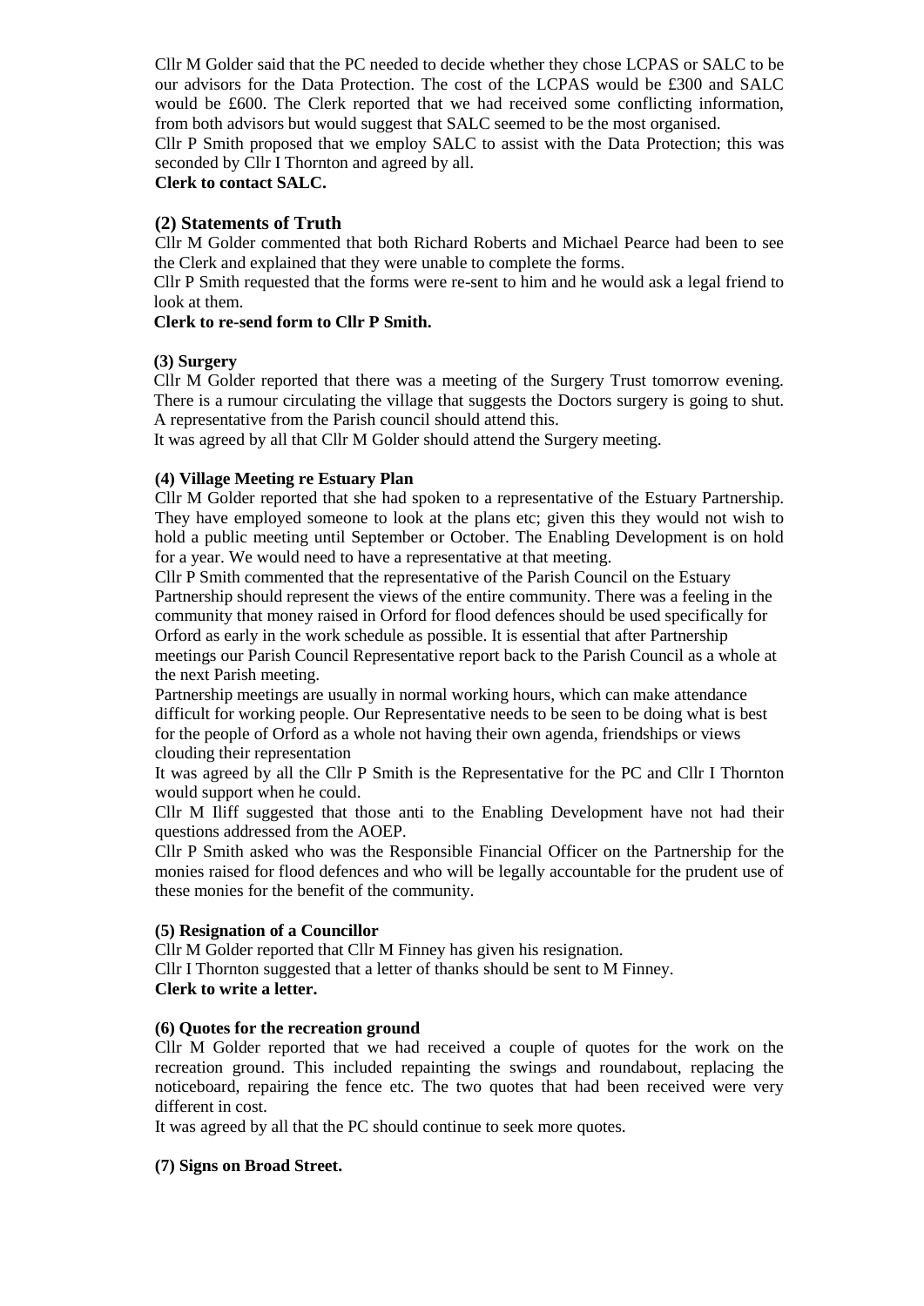Cllr M Golder said that the PC needed to decide whether they chose LCPAS or SALC to be our advisors for the Data Protection. The cost of the LCPAS would be £300 and SALC would be £600. The Clerk reported that we had received some conflicting information, from both advisors but would suggest that SALC seemed to be the most organised.

Cllr P Smith proposed that we employ SALC to assist with the Data Protection; this was seconded by Cllr I Thornton and agreed by all.

**Clerk to contact SALC.**

### (2) Statements of Truth

Cllr M Golder commented that both Richard Roberts and Michael Pearce had been to see the Clerk and explained that they were unable to complete the forms.

Cllr P Smith requested that the forms were re-sent to him and he would ask a legal friend to look at them.

**Clerk to re-send form to Cllr P Smith.**

**(3) Surgery**

Cllr M Golder reported that there was a meeting of the Surgery Trust tomorrow evening. There is a rumour circulating the village that suggests the Doctors surgery is going to shut. A representative from the Parish council should attend this.

It was agreed by all that Cllr M Golder should attend the Surgery meeting.

**(4) Village Meeting re Estuary Plan**

Cllr M Golder reported that she had spoken to a representative of the Estuary Partnership. They have employed someone to look at the plans etc; given this they would not wish to hold a public meeting until September or October. The Enabling Development is on hold for a year. We would need to have a representative at that meeting.

Cllr P Smith commented that the representative of the Parish Council on the Estuary Partnership should represent the views of the entire community. There was a feeling in the community that money raised in Orford for flood defences should be used specifically for Orford as early in the work schedule as possible. It is essential that after Partnership meetings our Parish Council Representative report back to the Parish Council as a whole at the next Parish meeting.

Partnership meetings are usually in normal working hours, which can make attendance difficult for working people. Our Representative needs to be seen to be doing what is best for the people of Orford as a whole not having their own agenda, friendships or views clouding their representation

It was agreed by all the Cllr P Smith is the Representative for the PC and Cllr I Thornton would support when he could.

Cllr M Iliff suggested that those anti to the Enabling Development have not had their questions addressed from the AOEP.

Cllr P Smith asked who was the Responsible Financial Officer on the Partnership for the monies raised for flood defences and who will be legally accountable for the prudent use of these monies for the benefit of the community.

**(5) Resignation of a Councillor**

Cllr M Golder reported that Cllr M Finney has given his resignation.

Cllr I Thornton suggested that a letter of thanks should be sent to M Finney.

**Clerk to write a letter.**

**(6) Quotes for the recreation ground**

Cllr M Golder reported that we had received a couple of quotes for the work on the recreation ground. This included repainting the swings and roundabout, replacing the noticeboard, repairing the fence etc. The two quotes that had been received were very different in cost.

It was agreed by all that the PC should continue to seek more quotes.

**(7) Signs on Broad Street.**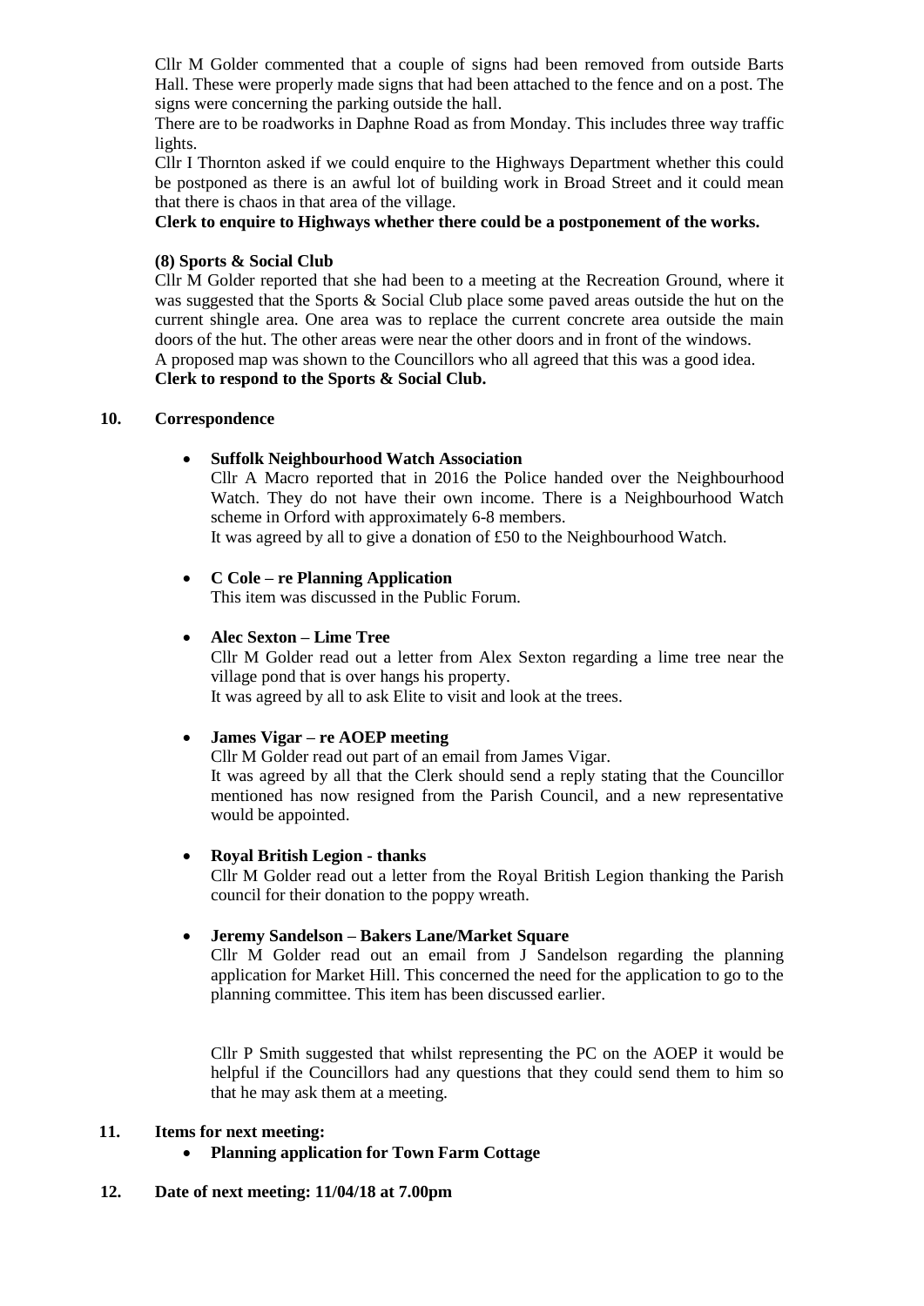Cllr M Golder commented that a couple of signs had been removed from outside Barts Hall. These were properly made signs that had been attached to the fence and on a post. The signs were concerning the parking outside the hall.

There are to be roadworks in Daphne Road as from Monday. This includes three way traffic lights.

Cllr I Thornton asked if we could enquire to the Highways Department whether this could be postponed as there is an awful lot of building work in Broad Street and it could mean that there is chaos in that area of the village.

**Clerk to enquire to Highways whether there could be a postponement of the works.**

**(8) Sports & Social Club**

Cllr M Golder reported that she had been to a meeting at the Recreation Ground, where it was suggested that the Sports & Social Club place some paved areas outside the hut on the current shingle area. One area was to replace the current concrete area outside the main doors of the hut. The other areas were near the other doors and in front of the windows.

A proposed map was shown to the Councillors who all agreed that this was a good idea.

**Clerk to respond to the Sports & Social Club.**

**10. Correspondence**

- **Suffolk Neighbourhood Watch Association**

  Cllr A Macro reported that in 2016 the Police handed over the Neighbourhood Watch. They do not have their own income. There is a Neighbourhood Watch scheme in Orford with approximately 6-8 members.

  It was agreed by all to give a donation of £50 to the Neighbourhood Watch.

- **C Cole – re Planning Application**

  This item was discussed in the Public Forum.

- **Alec Sexton – Lime Tree**

  Cllr M Golder read out a letter from Alex Sexton regarding a lime tree near the village pond that is over hangs his property.

  It was agreed by all to ask Elite to visit and look at the trees.

- **James Vigar – re AOEP meeting**

  Cllr M Golder read out part of an email from James Vigar.

  It was agreed by all that the Clerk should send a reply stating that the Councillor mentioned has now resigned from the Parish Council, and a new representative would be appointed.

- **Royal British Legion - thanks**

  Cllr M Golder read out a letter from the Royal British Legion thanking the Parish council for their donation to the poppy wreath.

- **Jeremy Sandelson – Bakers Lane/Market Square**

  Cllr M Golder read out an email from J Sandelson regarding the planning application for Market Hill. This concerned the need for the application to go to the planning committee. This item has been discussed earlier.

  Cllr P Smith suggested that whilst representing the PC on the AOEP it would be helpful if the Councillors had any questions that they could send them to him so that he may ask them at a meeting.

**11. Items for next meeting:**

- **Planning application for Town Farm Cottage**

**12. Date of next meeting: 11/04/18 at 7.00pm**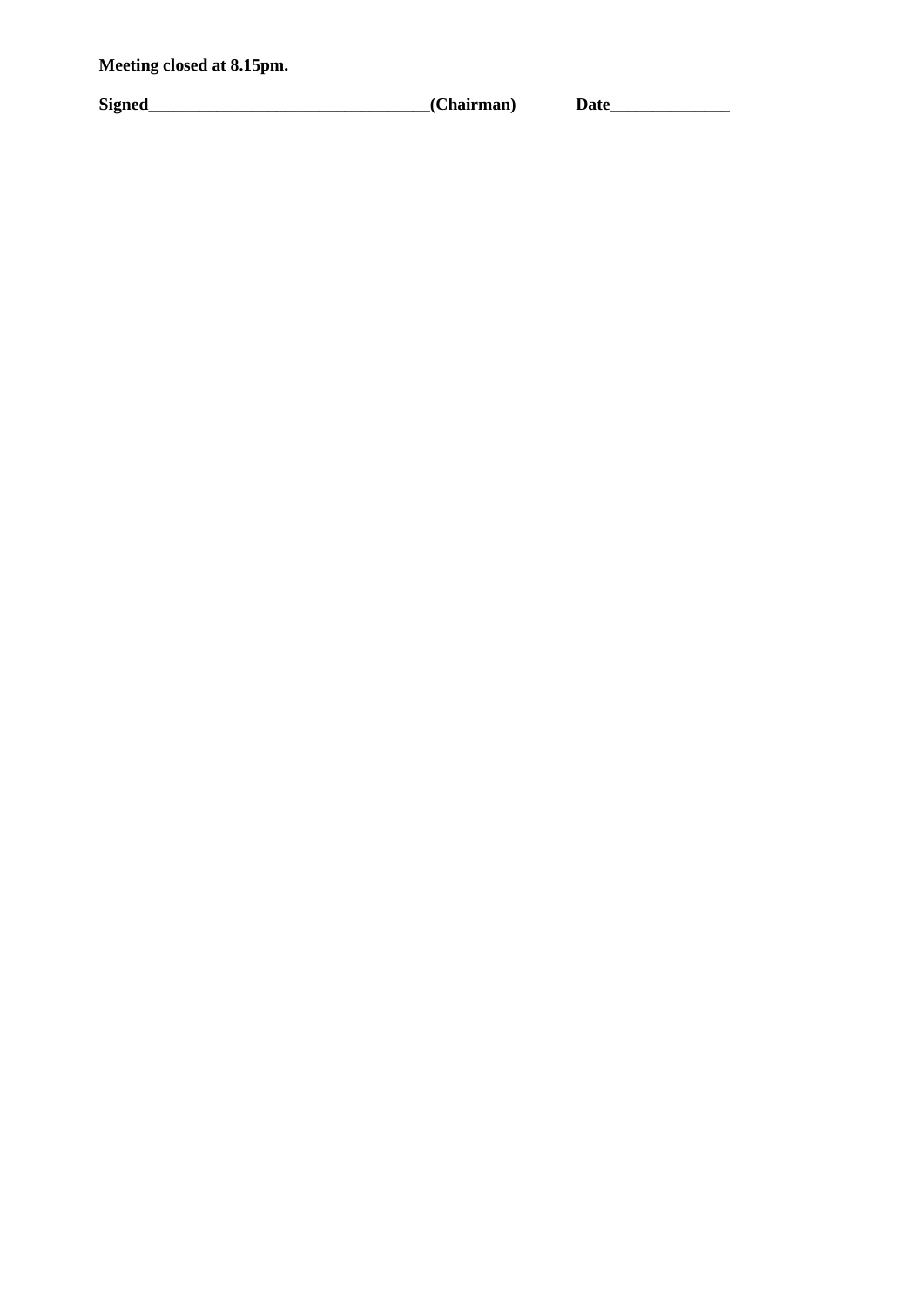**Meeting closed at 8.15pm.**

**Signed_________________________________(Chairman)          Date______________**